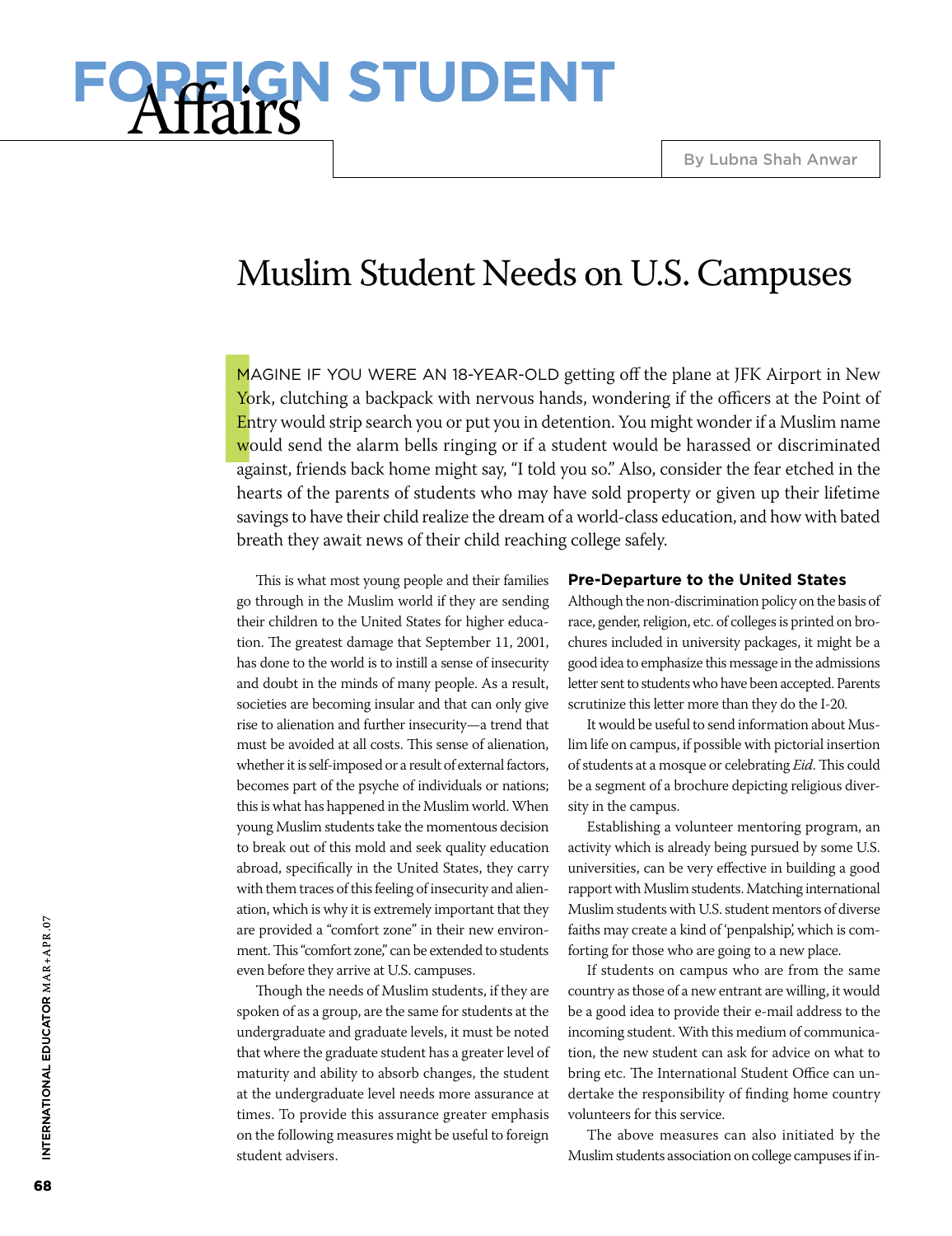# FOREIGN STUDENT Affairs

By Lubna Shah Anwar

## Muslim Student Needs on U.S. Campuses

IMAGINE IF YOU WERE AN 18-YEAR-OLD getting off the plane at JFK Airport in New York, clutching a backpack with nervous hands, wondering if the officers at the Point of Entry would strip search you or put you in detention. You might wonder if a Muslim name would send the alarm bells ringing or if a student would be harassed or discriminated against, friends back home might say, "I told you so." Also, consider the fear etched in the hearts of the parents of students who may have sold property or given up their lifetime savings to have their child realize the dream of a world-class education, and how with bated breath they await news of their child reaching college safely.

This is what most young people and their families go through in the Muslim world if they are sending their children to the United States for higher education. The greatest damage that September 11, 2001, has done to the world is to instill a sense of insecurity and doubt in the minds of many people. As a result, societies are becoming insular and that can only give rise to alienation and further insecurity—a trend that must be avoided at all costs. This sense of alienation, whether it is self-imposed or a result of external factors, becomes part of the psyche of individuals or nations; this is what has happened in the Muslim world. When young Muslim students take the momentous decision to break out of this mold and seek quality education abroad, specifically in the United States, they carry with them traces of this feeling of insecurity and alienation, which is why it is extremely important that they are provided a "comfort zone" in their new environment. This "comfort zone," can be extended to students even before they arrive at U.S. campuses.

Though the needs of Muslim students, if they are spoken of as a group, are the same for students at the undergraduate and graduate levels, it must be noted that where the graduate student has a greater level of maturity and ability to absorb changes, the student at the undergraduate level needs more assurance at times. To provide this assurance greater emphasis on the following measures might be useful to foreign student advisers.

### Pre-Departure to the United States

Although the non-discrimination policy on the basis of race, gender, religion, etc. of colleges is printed on brochures included in university packages, it might be a good idea to emphasize this message in the admissions letter sent to students who have been accepted. Parents scrutinize this letter more than they do the I-20.

It would be useful to send information about Muslim life on campus, if possible with pictorial insertion of students at a mosque or celebrating *Eid*. This could be a segment of a brochure depicting religious diversity in the campus.

Establishing a volunteer mentoring program, an activity which is already being pursued by some U.S. universities, can be very effective in building a good rapport with Muslim students. Matching international Muslim students with U.S. student mentors of diverse faiths may create a kind of 'penpalship', which is comforting for those who are going to a new place.

If students on campus who are from the same country as those of a new entrant are willing, it would be a good idea to provide their e-mail address to the incoming student. With this medium of communication, the new student can ask for advice on what to bring etc. The International Student Office can undertake the responsibility of finding home country volunteers for this service.

The above measures can also initiated by the Muslim students association on college campuses if in-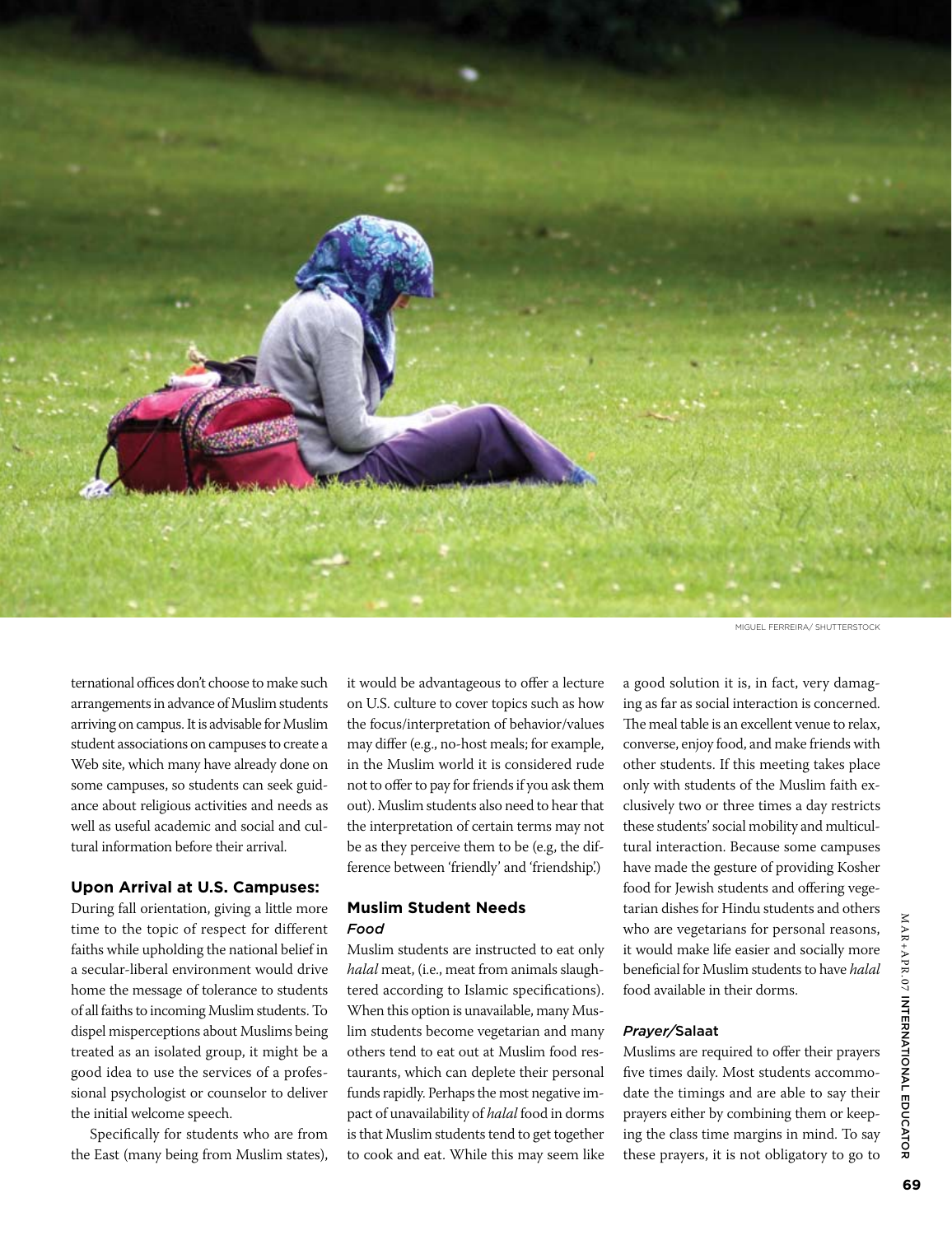ternational offices don't choose to make such arrangements in advance of Muslim students arriving on campus. It is advisable for Muslim student associations on campuses to create a Web site, which many have already done on some campuses, so students can seek guidance about religious activities and needs as well as useful academic and social and cultural information before their arrival.

### Upon Arrival at U.S. Campuses:

During fall orientation, giving a little more time to the topic of respect for different faiths while upholding the national belief in a secular-liberal environment would drive home the message of tolerance to students of all faiths to incoming Muslim students. To dispel misperceptions about Muslims being treated as an isolated group, it might be a good idea to use the services of a professional psychologist or counselor to deliver the initial welcome speech.

Specifically for students who are from the East (many being from Muslim states), it would be advantageous to offer a lecture on U.S. culture to cover topics such as how the focus/interpretation of behavior/values may differ (e.g., no-host meals; for example, in the Muslim world it is considered rude not to offer to pay for friends if you ask them out). Muslim students also need to hear that the interpretation of certain terms may not be as they perceive them to be (e.g, the difference between 'friendly' and 'friendship'.)

### Muslim Student Needs

#### *Food*

Muslim students are instructed to eat only *halal* meat, (i.e., meat from animals slaughtered according to Islamic specifications). When this option is unavailable, many Muslim students become vegetarian and many others tend to eat out at Muslim food restaurants, which can deplete their personal funds rapidly. Perhaps the most negative impact of unavailability of *halal* food in dorms is that Muslim students tend to get together to cook and eat. While this may seem like a good solution it is, in fact, very damaging as far as social interaction is concerned. The meal table is an excellent venue to relax, converse, enjoy food, and make friends with other students. If this meeting takes place only with students of the Muslim faith exclusively two or three times a day restricts these students' social mobility and multicultural interaction. Because some campuses have made the gesture of providing Kosher food for Jewish students and offering vegetarian dishes for Hindu students and others who are vegetarians for personal reasons, it would make life easier and socially more beneficial for Muslim students to have *halal* food available in their dorms.

#### *Prayer/*Salaat

Muslims are required to offer their prayers five times daily. Most students accommodate the timings and are able to say their prayers either by combining them or keeping the class time margins in mind. To say these prayers, it is not obligatory to go to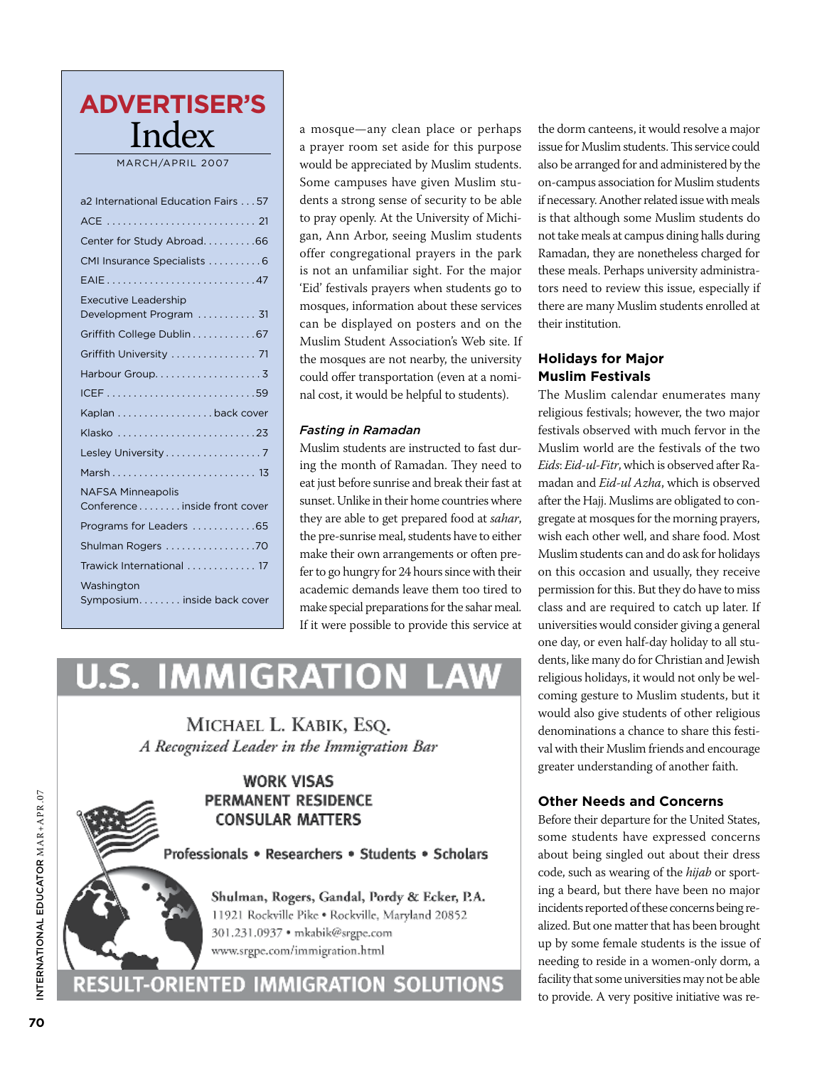# ADVERTISER'S Index

MARCH/APRIL 2007

| Advertiser | Page |
|---|---|
| a2 International Education Fairs | 57 |
| ACE | 21 |
| Center for Study Abroad | 66 |
| CMI Insurance Specialists | 6 |
| EAIE | 47 |
| Executive Leadership Development Program | 31 |
| Griffith College Dublin | 67 |
| Griffith University | 71 |
| Harbour Group | 3 |
| ICEF | 59 |
| Kaplan | back cover |
| Klasko | 23 |
| Lesley University | 7 |
| Marsh | 13 |
| NAFSA Minneapolis Conference | inside front cover |
| Programs for Leaders | 65 |
| Shulman Rogers | 70 |
| Trawick International | 17 |
| Washington Symposium | inside back cover |

a mosque—any clean place or perhaps a prayer room set aside for this purpose would be appreciated by Muslim students. Some campuses have given Muslim students a strong sense of security to be able to pray openly. At the University of Michigan, Ann Arbor, seeing Muslim students offer congregational prayers in the park is not an unfamiliar sight. For the major 'Eid' festivals prayers when students go to mosques, information about these services can be displayed on posters and on the Muslim Student Association's Web site. If the mosques are not nearby, the university could offer transportation (even at a nominal cost, it would be helpful to students).

### *Fasting in Ramadan*

Muslim students are instructed to fast during the month of Ramadan. They need to eat just before sunrise and break their fast at sunset. Unlike in their home countries where they are able to get prepared food at *sahar*, the pre-sunrise meal, students have to either make their own arrangements or often prefer to go hungry for 24 hours since with their academic demands leave them too tired to make special preparations for the sahar meal. If it were possible to provide this service at the dorm canteens, it would resolve a major issue for Muslim students. This service could also be arranged for and administered by the on-campus association for Muslim students if necessary. Another related issue with meals is that although some Muslim students do not take meals at campus dining halls during Ramadan, they are nonetheless charged for these meals. Perhaps university administrators need to review this issue, especially if there are many Muslim students enrolled at their institution.

## Holidays for Major Muslim Festivals

The Muslim calendar enumerates many religious festivals; however, the two major festivals observed with much fervor in the Muslim world are the festivals of the two *Eids*: *Eid-ul-Fitr*, which is observed after Ramadan and *Eid-ul Azha*, which is observed after the Hajj. Muslims are obligated to congregate at mosques for the morning prayers, wish each other well, and share food. Most Muslim students can and do ask for holidays on this occasion and usually, they receive permission for this. But they do have to miss class and are required to catch up later. If universities would consider giving a general one day, or even half-day holiday to all students, like many do for Christian and Jewish religious holidays, it would not only be welcoming gesture to Muslim students, but it would also give students of other religious denominations a chance to share this festival with their Muslim friends and encourage greater understanding of another faith.

## Other Needs and Concerns

Before their departure for the United States, some students have expressed concerns about being singled out about their dress code, such as wearing of the *hijab* or sporting a beard, but there have been no major incidents reported of these concerns being realized. But one matter that has been brought up by some female students is the issue of needing to reside in a women-only dorm, a facility that some universities may not be able to provide. A very positive initiative was re-

# U.S. IMMIGRATION LAW

MICHAEL L. KABIK, ESQ.
*A Recognized Leader in the Immigration Bar*

**WORK VISAS**
**PERMANENT RESIDENCE**
**CONSULAR MATTERS**

**Professionals • Researchers • Students • Scholars**

**Shulman, Rogers, Gandal, Pordy & Ecker, P.A.**
11921 Rockville Pike • Rockville, Maryland 20852
301.231.0937 • mkabik@srgpe.com
www.srgpe.com/immigration.html

**RESULT-ORIENTED IMMIGRATION SOLUTIONS**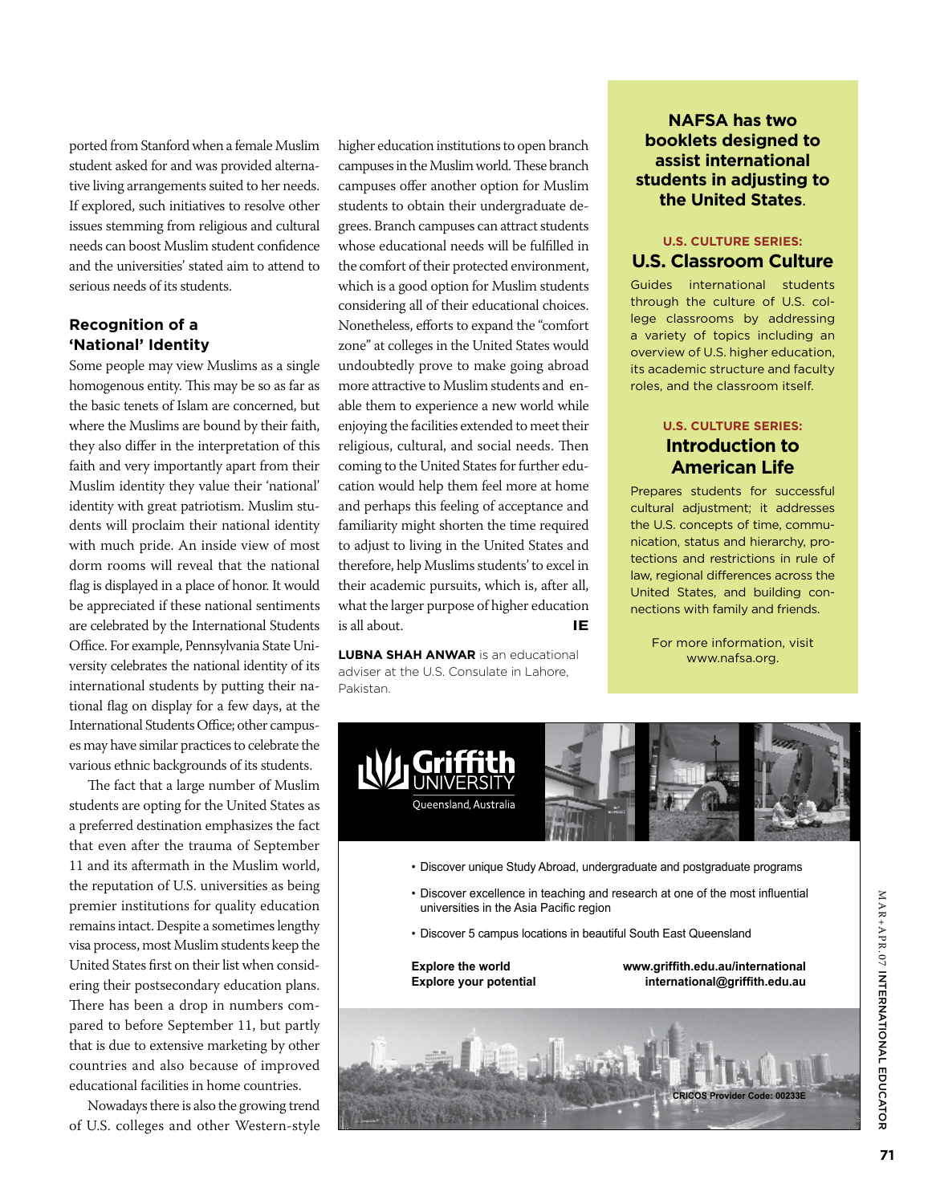ported from Stanford when a female Muslim student asked for and was provided alternative living arrangements suited to her needs. If explored, such initiatives to resolve other issues stemming from religious and cultural needs can boost Muslim student confidence and the universities' stated aim to attend to serious needs of its students.

## Recognition of a 'National' Identity

Some people may view Muslims as a single homogenous entity. This may be so as far as the basic tenets of Islam are concerned, but where the Muslims are bound by their faith, they also differ in the interpretation of this faith and very importantly apart from their Muslim identity they value their 'national' identity with great patriotism. Muslim students will proclaim their national identity with much pride. An inside view of most dorm rooms will reveal that the national flag is displayed in a place of honor. It would be appreciated if these national sentiments are celebrated by the International Students Office. For example, Pennsylvania State University celebrates the national identity of its international students by putting their national flag on display for a few days, at the International Students Office; other campuses may have similar practices to celebrate the various ethnic backgrounds of its students.

The fact that a large number of Muslim students are opting for the United States as a preferred destination emphasizes the fact that even after the trauma of September 11 and its aftermath in the Muslim world, the reputation of U.S. universities as being premier institutions for quality education remains intact. Despite a sometimes lengthy visa process, most Muslim students keep the United States first on their list when considering their postsecondary education plans. There has been a drop in numbers compared to before September 11, but partly that is due to extensive marketing by other countries and also because of improved educational facilities in home countries.

Nowadays there is also the growing trend of U.S. colleges and other Western-style higher education institutions to open branch campuses in the Muslim world. These branch campuses offer another option for Muslim students to obtain their undergraduate degrees. Branch campuses can attract students whose educational needs will be fulfilled in the comfort of their protected environment, which is a good option for Muslim students considering all of their educational choices. Nonetheless, efforts to expand the "comfort zone" at colleges in the United States would undoubtedly prove to make going abroad more attractive to Muslim students and enable them to experience a new world while enjoying the facilities extended to meet their religious, cultural, and social needs. Then coming to the United States for further education would help them feel more at home and perhaps this feeling of acceptance and familiarity might shorten the time required to adjust to living in the United States and therefore, help Muslims students' to excel in their academic pursuits, which is, after all, what the larger purpose of higher education is all about. **IE**

**LUBNA SHAH ANWAR** is an educational adviser at the U.S. Consulate in Lahore, Pakistan.

---

**NAFSA has two booklets designed to assist international students in adjusting to the United States.**

**U.S. CULTURE SERIES:**
**U.S. Classroom Culture**

Guides international students through the culture of U.S. college classrooms by addressing a variety of topics including an overview of U.S. higher education, its academic structure and faculty roles, and the classroom itself.

**U.S. CULTURE SERIES:**
**Introduction to American Life**

Prepares students for successful cultural adjustment; it addresses the U.S. concepts of time, communication, status and hierarchy, protections and restrictions in rule of law, regional differences across the United States, and building connections with family and friends.

For more information, visit www.nafsa.org.

---

**Griffith UNIVERSITY**
Queensland, Australia

- Discover unique Study Abroad, undergraduate and postgraduate programs
- Discover excellence in teaching and research at one of the most influential universities in the Asia Pacific region
- Discover 5 campus locations in beautiful South East Queensland

**Explore the world**
**Explore your potential**

**www.griffith.edu.au/international**
**international@griffith.edu.au**

CRICOS Provider Code: 00233E